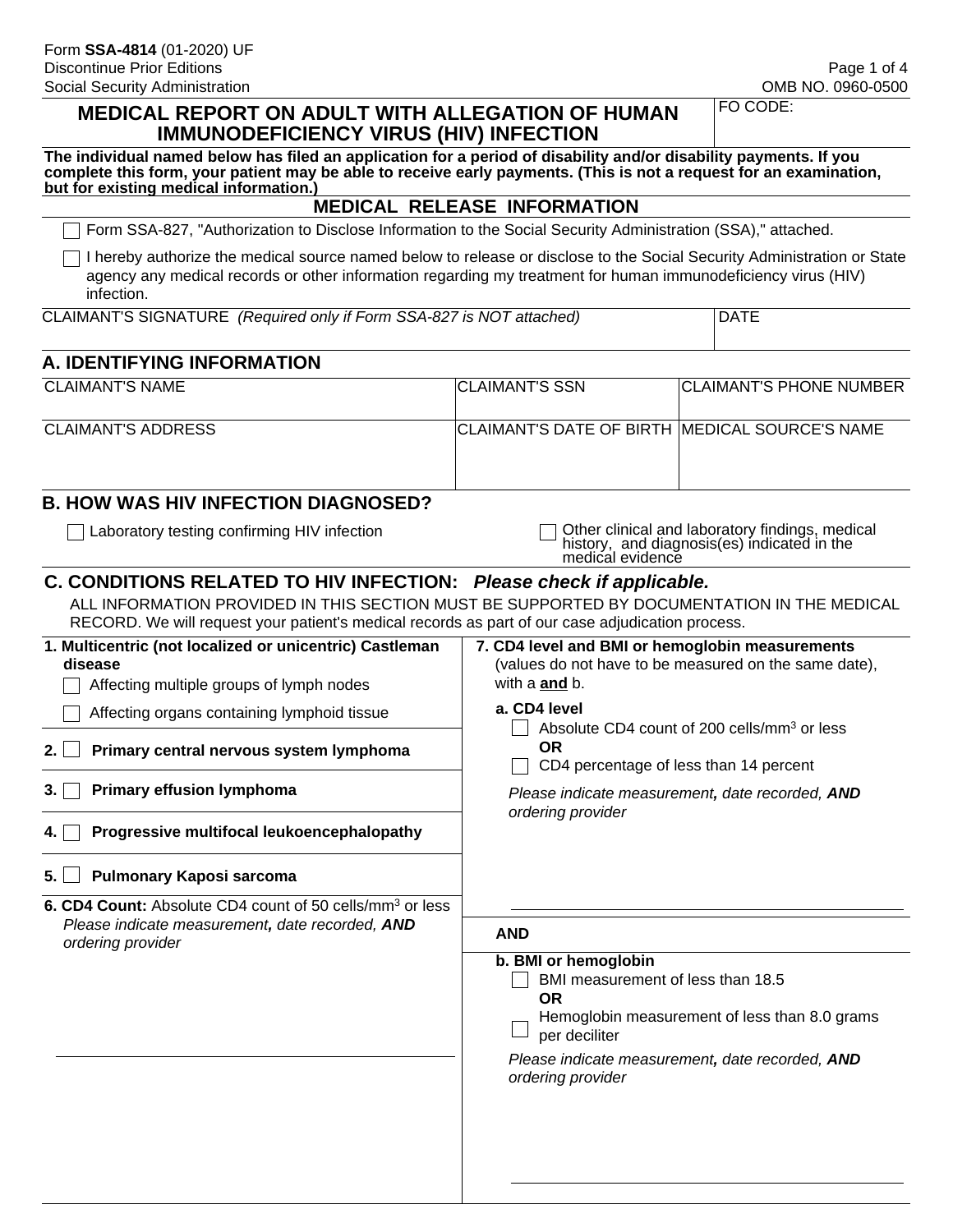Form **SSA-4814** (01-2020) UF
Discontinue Prior Editions
Social Security Administration

OMB NO. 0960-0500

# MEDICAL REPORT ON ADULT WITH ALLEGATION OF HUMAN IMMUNODEFICIENCY VIRUS (HIV) INFECTION

FO CODE:

**The individual named below has filed an application for a period of disability and/or disability payments. If you complete this form, your patient may be able to receive early payments. (This is not a request for an examination, but for existing medical information.)**

## MEDICAL RELEASE INFORMATION

☐ Form SSA-827, "Authorization to Disclose Information to the Social Security Administration (SSA)," attached.

☐ I hereby authorize the medical source named below to release or disclose to the Social Security Administration or State agency any medical records or other information regarding my treatment for human immunodeficiency virus (HIV) infection.

| CLAIMANT'S SIGNATURE *(Required only if Form SSA-827 is NOT attached)* | DATE |
|---|---|
| | |

## A. IDENTIFYING INFORMATION

| CLAIMANT'S NAME | CLAIMANT'S SSN | CLAIMANT'S PHONE NUMBER |
|---|---|---|
| | | |
| **CLAIMANT'S ADDRESS** | **CLAIMANT'S DATE OF BIRTH** | **MEDICAL SOURCE'S NAME** |
| | | |

## B. HOW WAS HIV INFECTION DIAGNOSED?

☐ Laboratory testing confirming HIV infection

☐ Other clinical and laboratory findings, medical history, and diagnosis(es) indicated in the medical evidence

## C. CONDITIONS RELATED TO HIV INFECTION: *Please check if applicable.*

ALL INFORMATION PROVIDED IN THIS SECTION MUST BE SUPPORTED BY DOCUMENTATION IN THE MEDICAL RECORD. We will request your patient's medical records as part of our case adjudication process.

**1. Multicentric (not localized or unicentric) Castleman disease**

☐ Affecting multiple groups of lymph nodes

☐ Affecting organs containing lymphoid tissue

**2.** ☐ **Primary central nervous system lymphoma**

**3.** ☐ **Primary effusion lymphoma**

**4.** ☐ **Progressive multifocal leukoencephalopathy**

**5.** ☐ **Pulmonary Kaposi sarcoma**

**6. CD4 Count:** Absolute CD4 count of 50 cells/mm$^3$ or less

*Please indicate measurement, date recorded, AND ordering provider*

\_\_\_\_\_\_\_\_\_\_\_\_\_\_\_\_\_\_\_\_\_\_\_\_\_\_\_\_\_\_\_\_\_\_\_\_\_\_\_\_

**7. CD4 level and BMI or hemoglobin measurements** (values do not have to be measured on the same date), with a **and** b.

**a. CD4 level**

☐ Absolute CD4 count of 200 cells/mm$^3$ or less

**OR**

☐ CD4 percentage of less than 14 percent

*Please indicate measurement, date recorded, AND ordering provider*

\_\_\_\_\_\_\_\_\_\_\_\_\_\_\_\_\_\_\_\_\_\_\_\_\_\_\_\_\_\_\_\_\_\_\_\_\_\_\_\_

**AND**

**b. BMI or hemoglobin**

☐ BMI measurement of less than 18.5

**OR**

☐ Hemoglobin measurement of less than 8.0 grams per deciliter

*Please indicate measurement, date recorded, AND ordering provider*

\_\_\_\_\_\_\_\_\_\_\_\_\_\_\_\_\_\_\_\_\_\_\_\_\_\_\_\_\_\_\_\_\_\_\_\_\_\_\_\_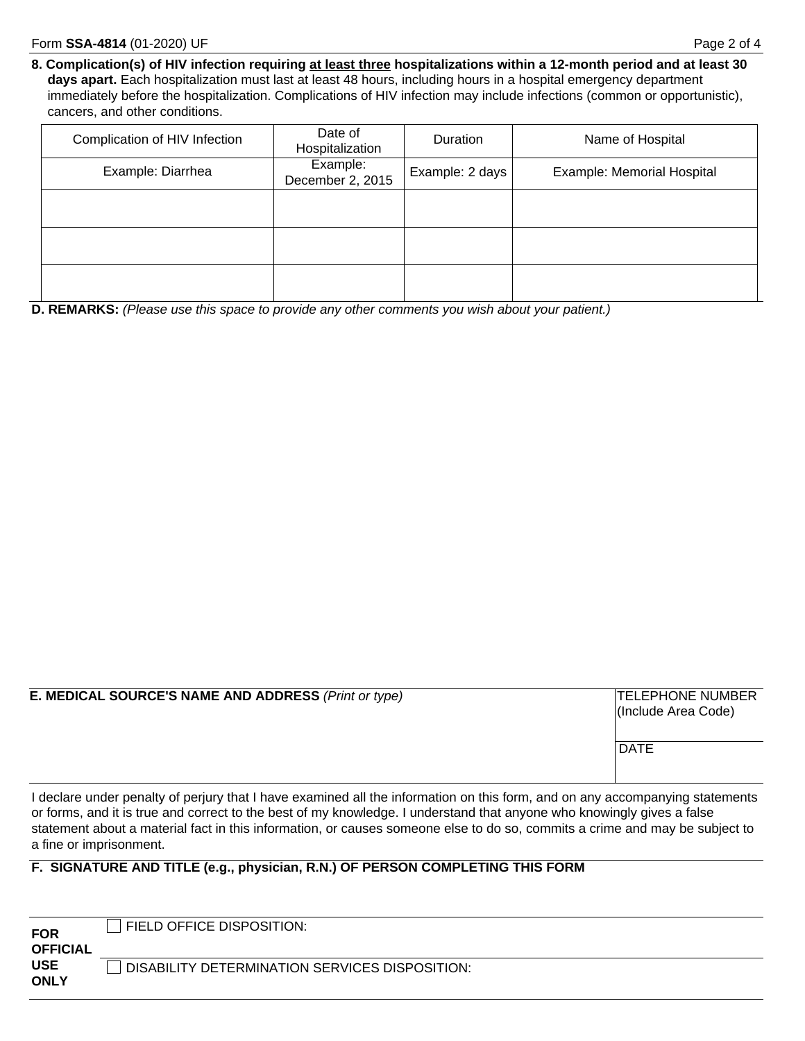**8. Complication(s) of HIV infection requiring <u>at least three</u> hospitalizations within a 12-month period and at least 30 days apart.** Each hospitalization must last at least 48 hours, including hours in a hospital emergency department immediately before the hospitalization. Complications of HIV infection may include infections (common or opportunistic), cancers, and other conditions.

| Complication of HIV Infection | Date of Hospitalization | Duration | Name of Hospital |
|---|---|---|---|
| Example: Diarrhea | Example: December 2, 2015 | Example: 2 days | Example: Memorial Hospital |
| | | | |
| | | | |
| | | | |

**D. REMARKS:** *(Please use this space to provide any other comments you wish about your patient.)*

| **E. MEDICAL SOURCE'S NAME AND ADDRESS** *(Print or type)* | TELEPHONE NUMBER (Include Area Code) |
|---|---|
| | DATE |

I declare under penalty of perjury that I have examined all the information on this form, and on any accompanying statements or forms, and it is true and correct to the best of my knowledge. I understand that anyone who knowingly gives a false statement about a material fact in this information, or causes someone else to do so, commits a crime and may be subject to a fine or imprisonment.

**F. SIGNATURE AND TITLE (e.g., physician, R.N.) OF PERSON COMPLETING THIS FORM**

| **FOR OFFICIAL USE ONLY** | ☐ FIELD OFFICE DISPOSITION: |
|---|---|
| | ☐ DISABILITY DETERMINATION SERVICES DISPOSITION: |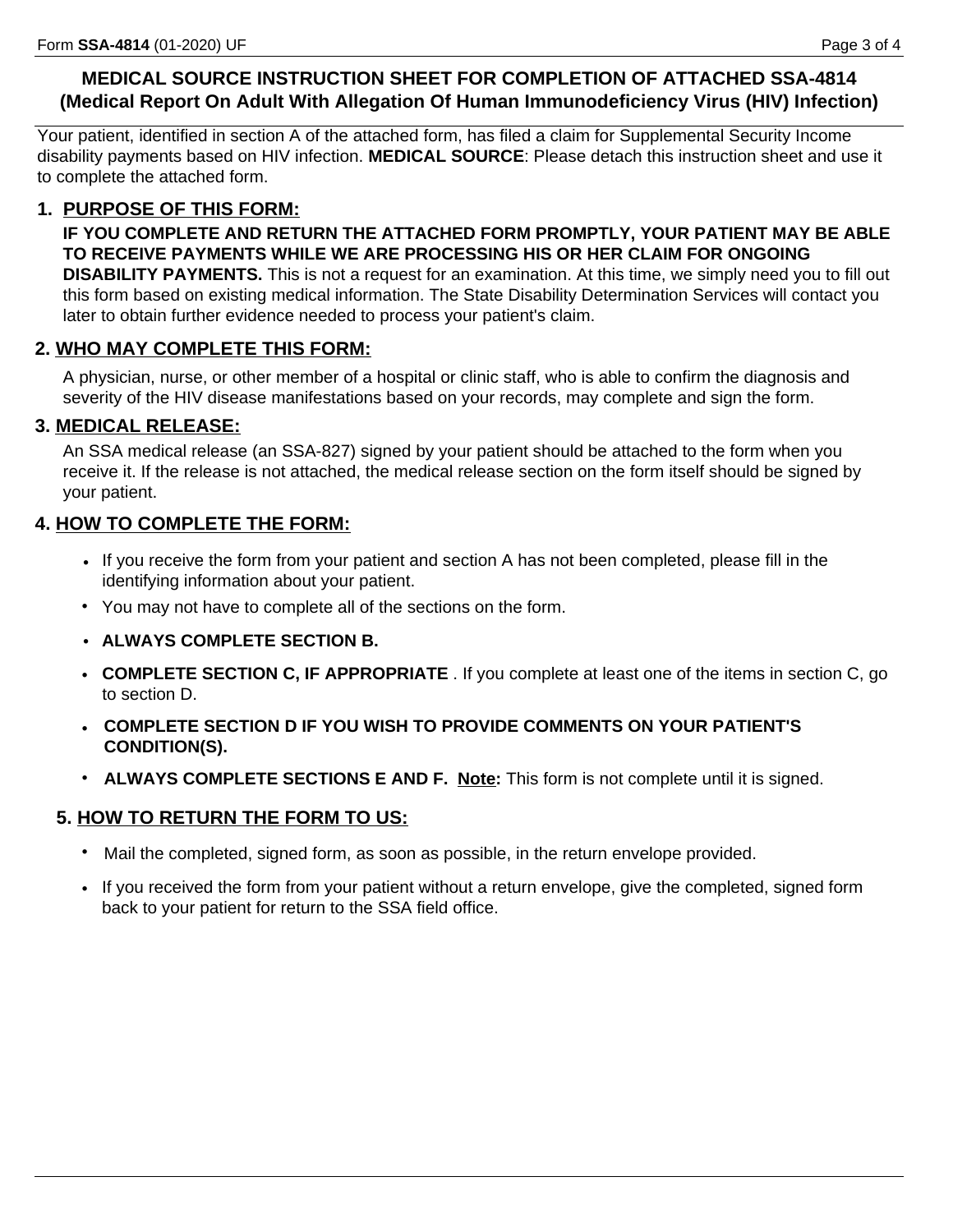## MEDICAL SOURCE INSTRUCTION SHEET FOR COMPLETION OF ATTACHED SSA-4814 (Medical Report On Adult With Allegation Of Human Immunodeficiency Virus (HIV) Infection)

Your patient, identified in section A of the attached form, has filed a claim for Supplemental Security Income disability payments based on HIV infection. **MEDICAL SOURCE**: Please detach this instruction sheet and use it to complete the attached form.

### 1. PURPOSE OF THIS FORM:

**IF YOU COMPLETE AND RETURN THE ATTACHED FORM PROMPTLY, YOUR PATIENT MAY BE ABLE TO RECEIVE PAYMENTS WHILE WE ARE PROCESSING HIS OR HER CLAIM FOR ONGOING DISABILITY PAYMENTS.** This is not a request for an examination. At this time, we simply need you to fill out this form based on existing medical information. The State Disability Determination Services will contact you later to obtain further evidence needed to process your patient's claim.

### 2. WHO MAY COMPLETE THIS FORM:

A physician, nurse, or other member of a hospital or clinic staff, who is able to confirm the diagnosis and severity of the HIV disease manifestations based on your records, may complete and sign the form.

### 3. MEDICAL RELEASE:

An SSA medical release (an SSA-827) signed by your patient should be attached to the form when you receive it. If the release is not attached, the medical release section on the form itself should be signed by your patient.

### 4. HOW TO COMPLETE THE FORM:

- If you receive the form from your patient and section A has not been completed, please fill in the identifying information about your patient.
- You may not have to complete all of the sections on the form.
- **ALWAYS COMPLETE SECTION B.**
- **COMPLETE SECTION C, IF APPROPRIATE** . If you complete at least one of the items in section C, go to section D.
- **COMPLETE SECTION D IF YOU WISH TO PROVIDE COMMENTS ON YOUR PATIENT'S CONDITION(S).**
- **ALWAYS COMPLETE SECTIONS E AND F.** **Note:** This form is not complete until it is signed.

### 5. HOW TO RETURN THE FORM TO US:

- Mail the completed, signed form, as soon as possible, in the return envelope provided.
- If you received the form from your patient without a return envelope, give the completed, signed form back to your patient for return to the SSA field office.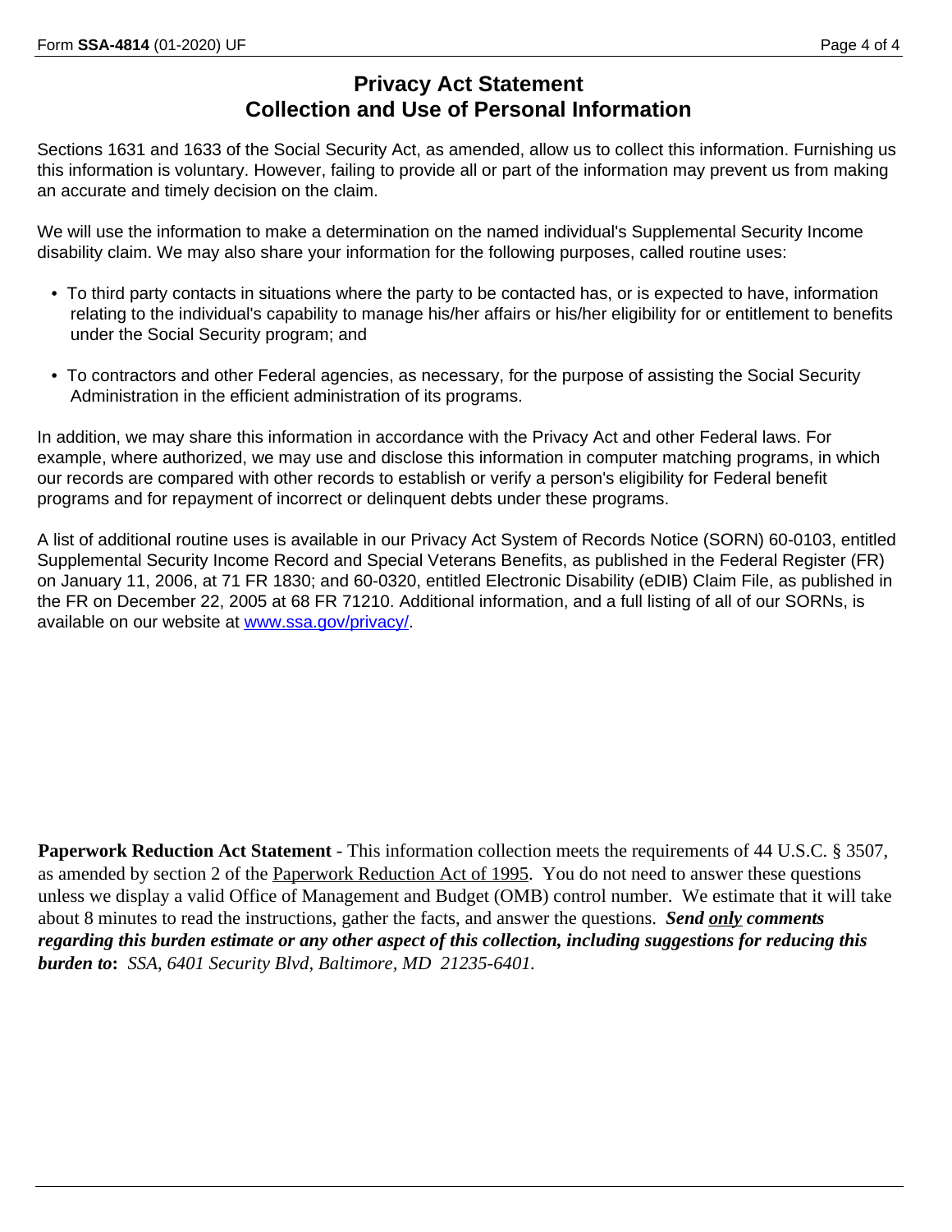# Privacy Act Statement
# Collection and Use of Personal Information

Sections 1631 and 1633 of the Social Security Act, as amended, allow us to collect this information. Furnishing us this information is voluntary. However, failing to provide all or part of the information may prevent us from making an accurate and timely decision on the claim.

We will use the information to make a determination on the named individual's Supplemental Security Income disability claim. We may also share your information for the following purposes, called routine uses:

- To third party contacts in situations where the party to be contacted has, or is expected to have, information relating to the individual's capability to manage his/her affairs or his/her eligibility for or entitlement to benefits under the Social Security program; and

- To contractors and other Federal agencies, as necessary, for the purpose of assisting the Social Security Administration in the efficient administration of its programs.

In addition, we may share this information in accordance with the Privacy Act and other Federal laws. For example, where authorized, we may use and disclose this information in computer matching programs, in which our records are compared with other records to establish or verify a person's eligibility for Federal benefit programs and for repayment of incorrect or delinquent debts under these programs.

A list of additional routine uses is available in our Privacy Act System of Records Notice (SORN) 60-0103, entitled Supplemental Security Income Record and Special Veterans Benefits, as published in the Federal Register (FR) on January 11, 2006, at 71 FR 1830; and 60-0320, entitled Electronic Disability (eDIB) Claim File, as published in the FR on December 22, 2005 at 68 FR 71210. Additional information, and a full listing of all of our SORNs, is available on our website at [www.ssa.gov/privacy/](http://www.ssa.gov/privacy/).

**Paperwork Reduction Act Statement** - This information collection meets the requirements of 44 U.S.C. § 3507, as amended by section 2 of the Paperwork Reduction Act of 1995. You do not need to answer these questions unless we display a valid Office of Management and Budget (OMB) control number. We estimate that it will take about 8 minutes to read the instructions, gather the facts, and answer the questions. ***Send only comments regarding this burden estimate or any other aspect of this collection, including suggestions for reducing this burden to*:** *SSA, 6401 Security Blvd, Baltimore, MD 21235-6401.*